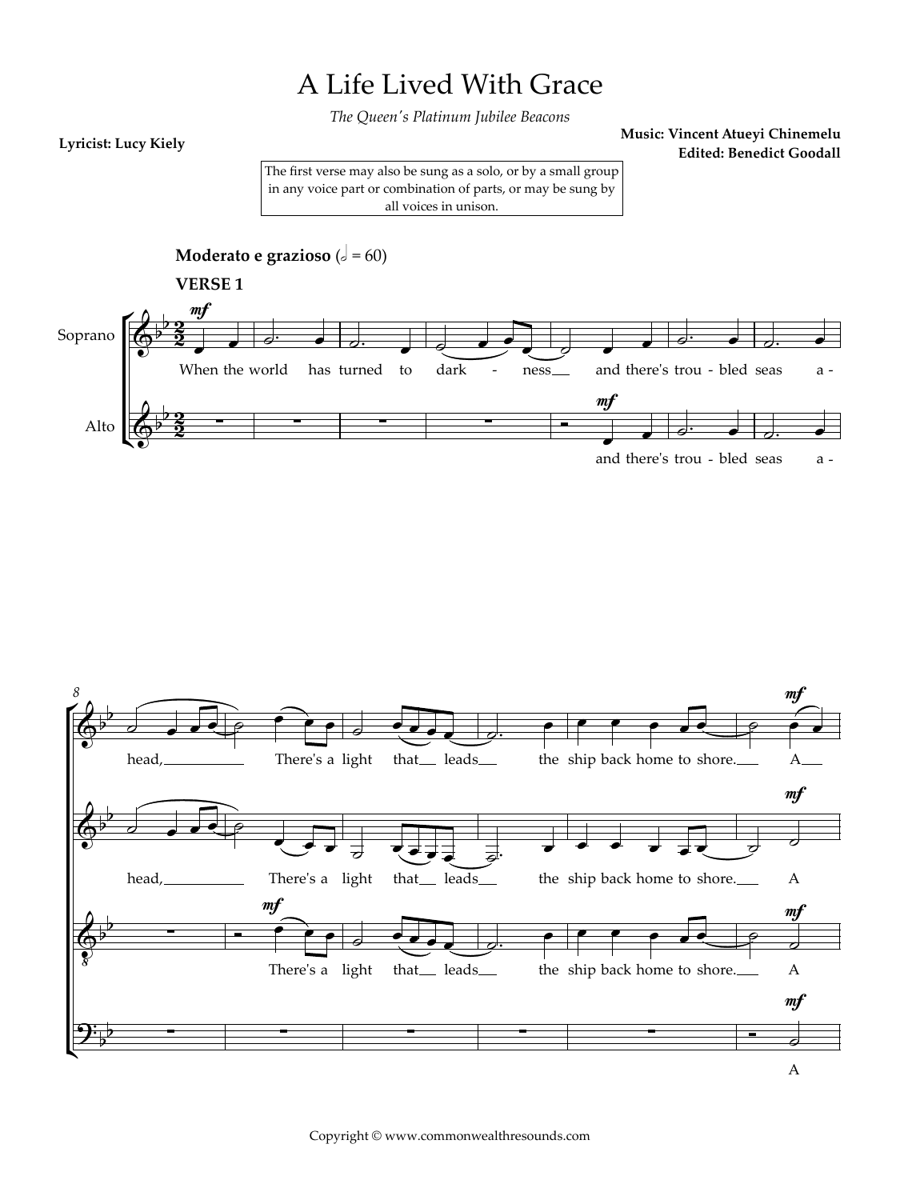# A Life Lived With Grace

*The Queen's Platinum Jubilee Beacons*

**Lyricist: Lucy Kiely**

**Music: Vincent Atueyi Chinemelu**
**Edited: Benedict Goodall**

The first verse may also be sung as a solo, or by a small group in any voice part or combination of parts, or may be sung by all voices in unison.

**Moderato e grazioso** (𝅗𝅥 = 60)

**VERSE 1**

Soprano: When the world has turned to dark - ness and there's trou - bled seas a - head, There's a light that leads the ship back home to shore. A

Alto: and there's trou - bled seas a - head, There's a light that leads the ship back home to shore. A

Tenor: There's a light that leads the ship back home to shore. A

Bass: A

Copyright © www.commonwealthresounds.com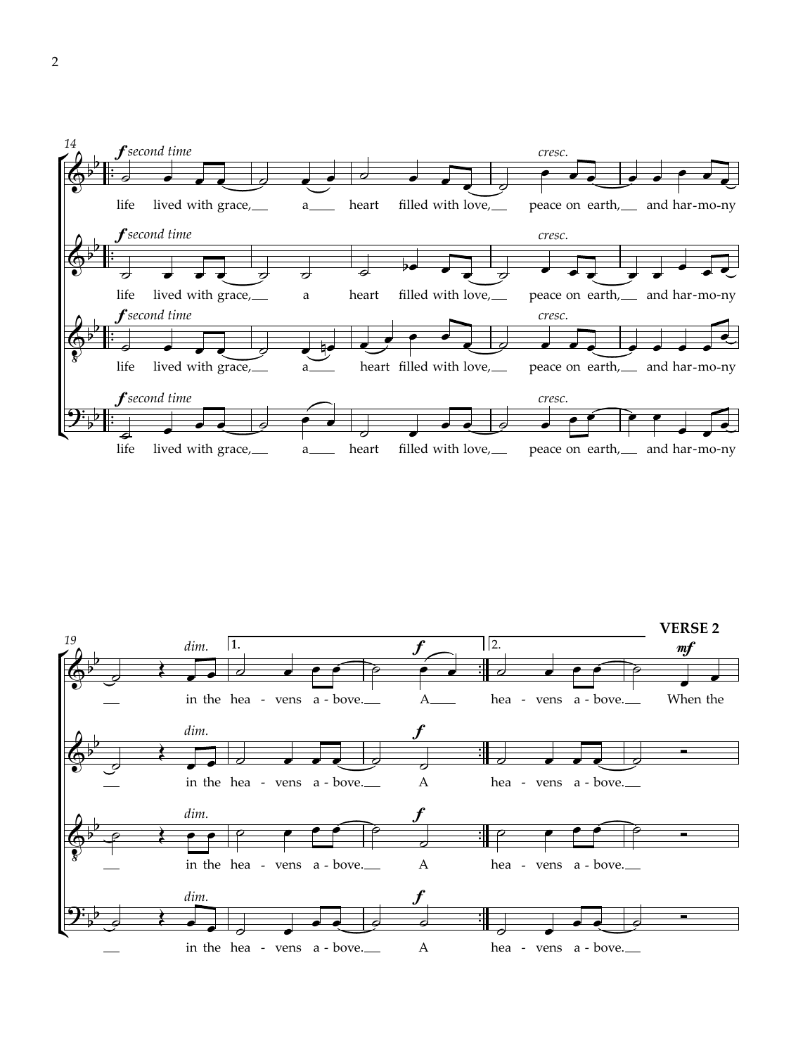14

*f* *second time*

life lived with grace, a heart filled with love, peace on earth, and har-mo-ny

*cresc.*

19

*dim.*

in the hea - vens a - bove. A

1. 2.

hea - vens a - bove.

**VERSE 2**

*mf*

When the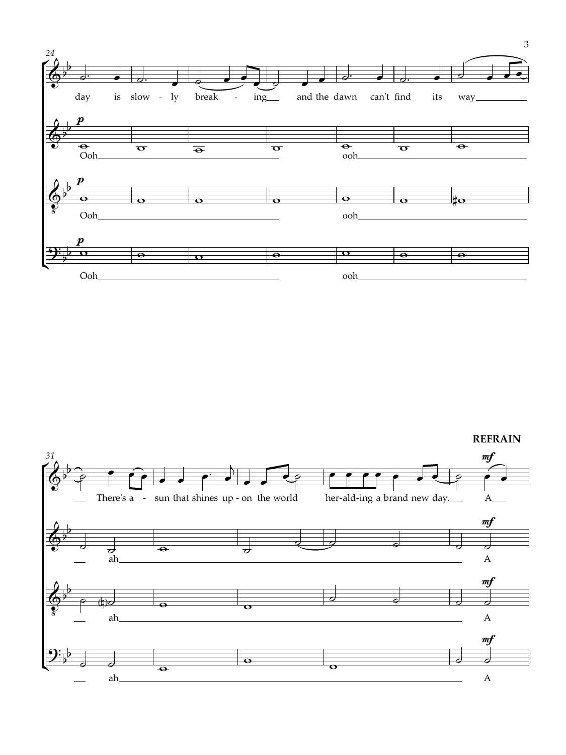**REFRAIN**

day is slow - ly break - ing and the dawn can't find its way

Ooh ooh

Ooh ooh

Ooh ooh

There's a - sun that shines up - on the world her-ald-ing a brand new day. A

ah A

ah A

ah A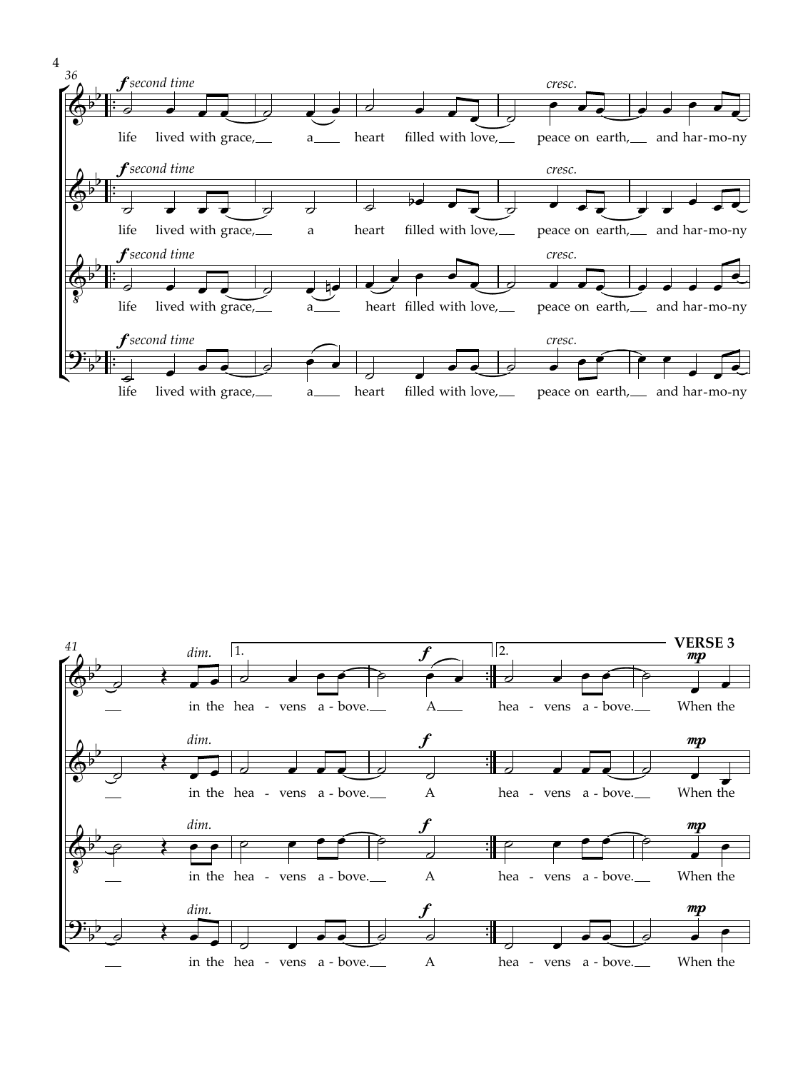**second time**

life lived with grace, a heart filled with love, peace on earth, and har-mo-ny in the hea - vens a - bove. A

1. hea - vens a - bove. A

2. hea - vens a - bove.

**VERSE 3**

When the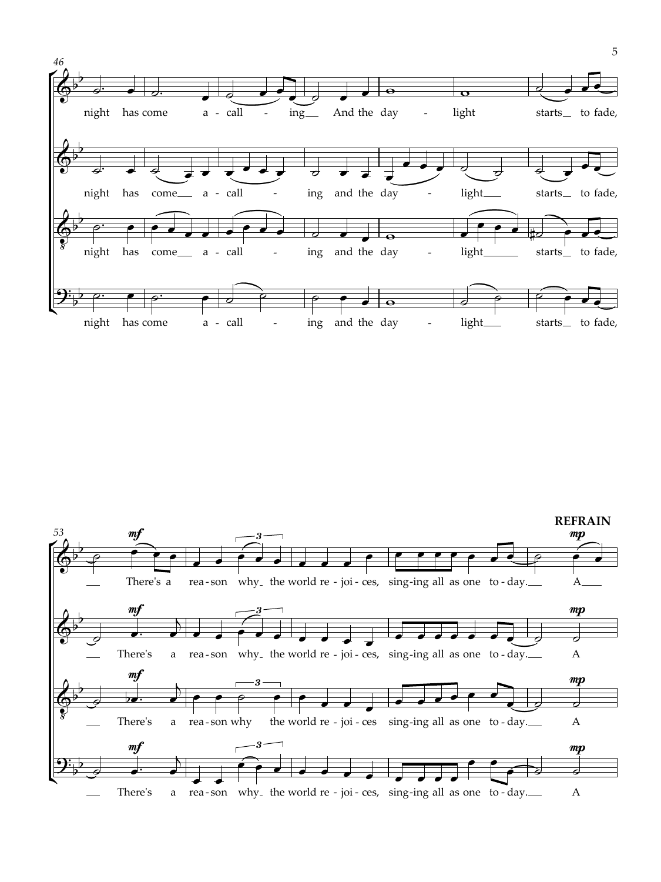**REFRAIN**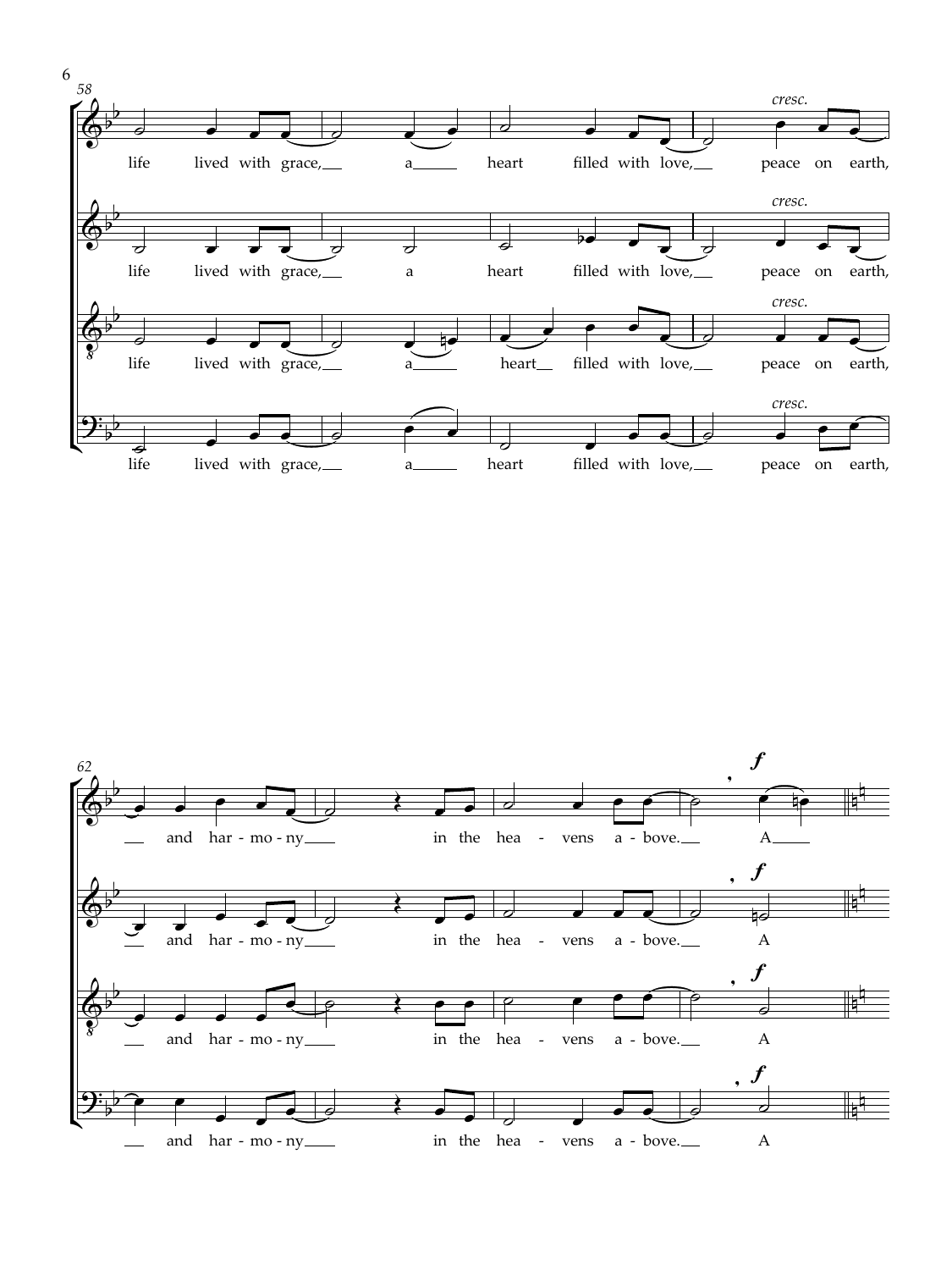life lived with grace, a heart filled with love, *cresc.* peace on earth, and har - mo - ny in the hea - vens a - bove. ***f*** A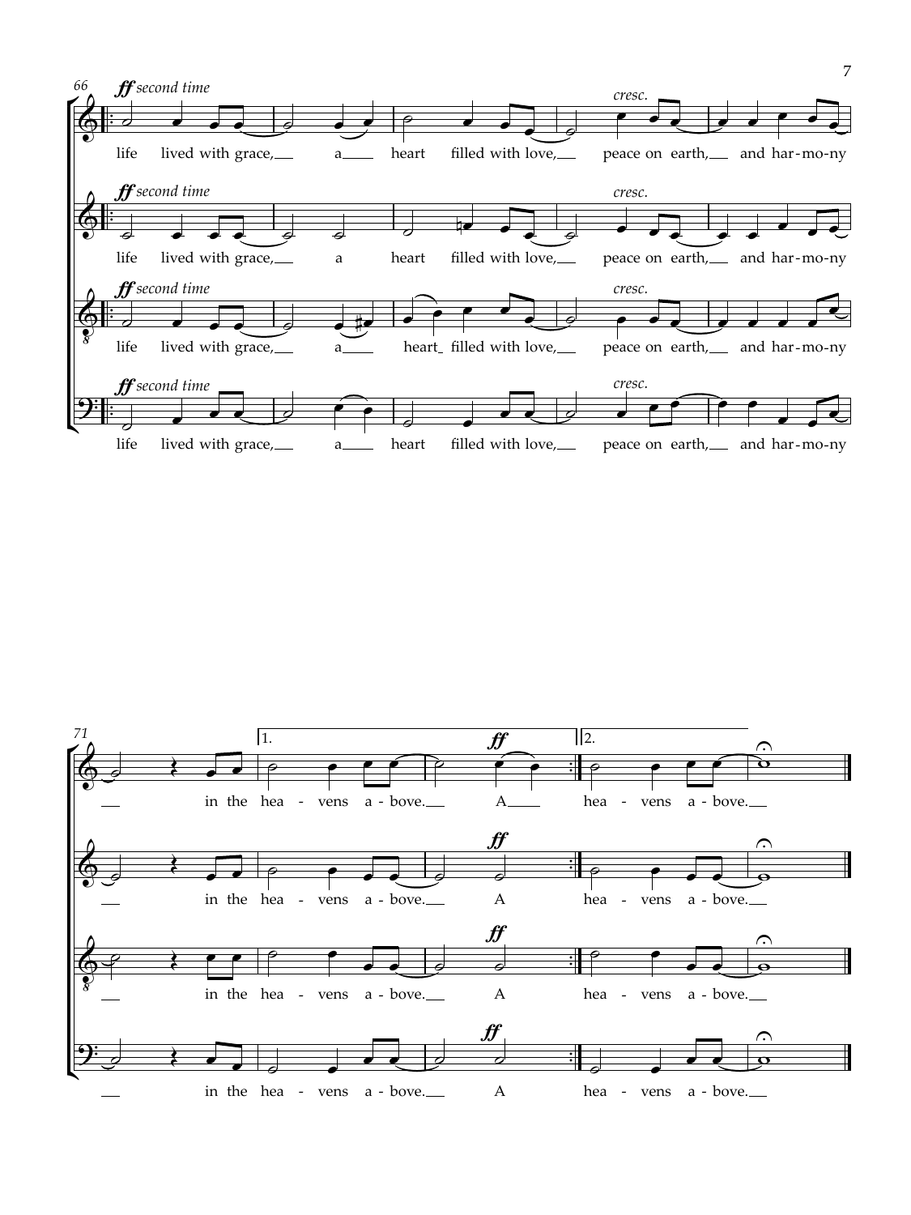*ff second time*

life lived with grace, a heart filled with love, peace on earth, and har-mo-ny

*cresc.*

in the hea - vens a - bove. A

1. 2.

hea - vens a - bove.

*ff*